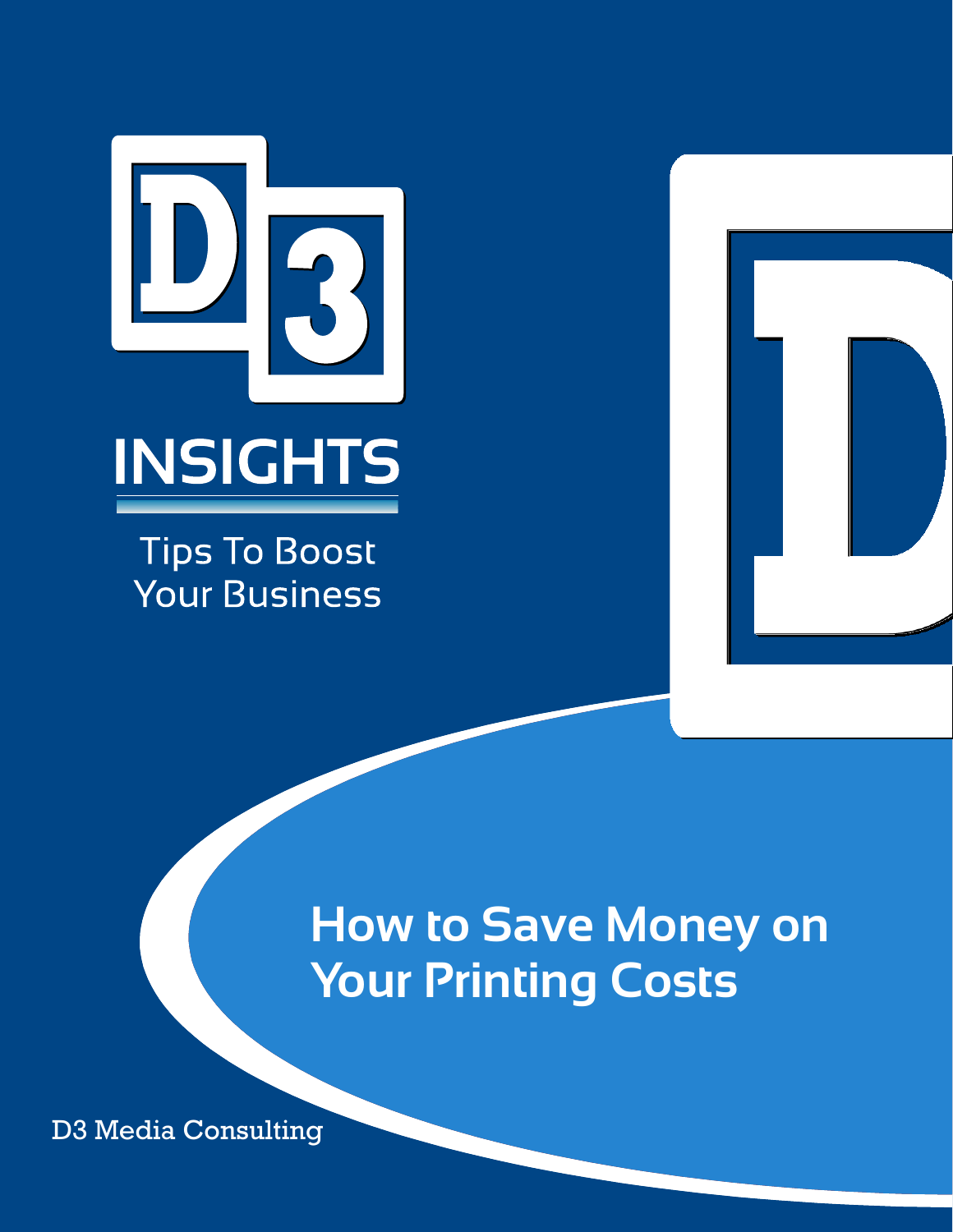INSIGHTS

Tips To Boost Your Business

# How to Save Money on Your Printing Costs

D3 Media Consulting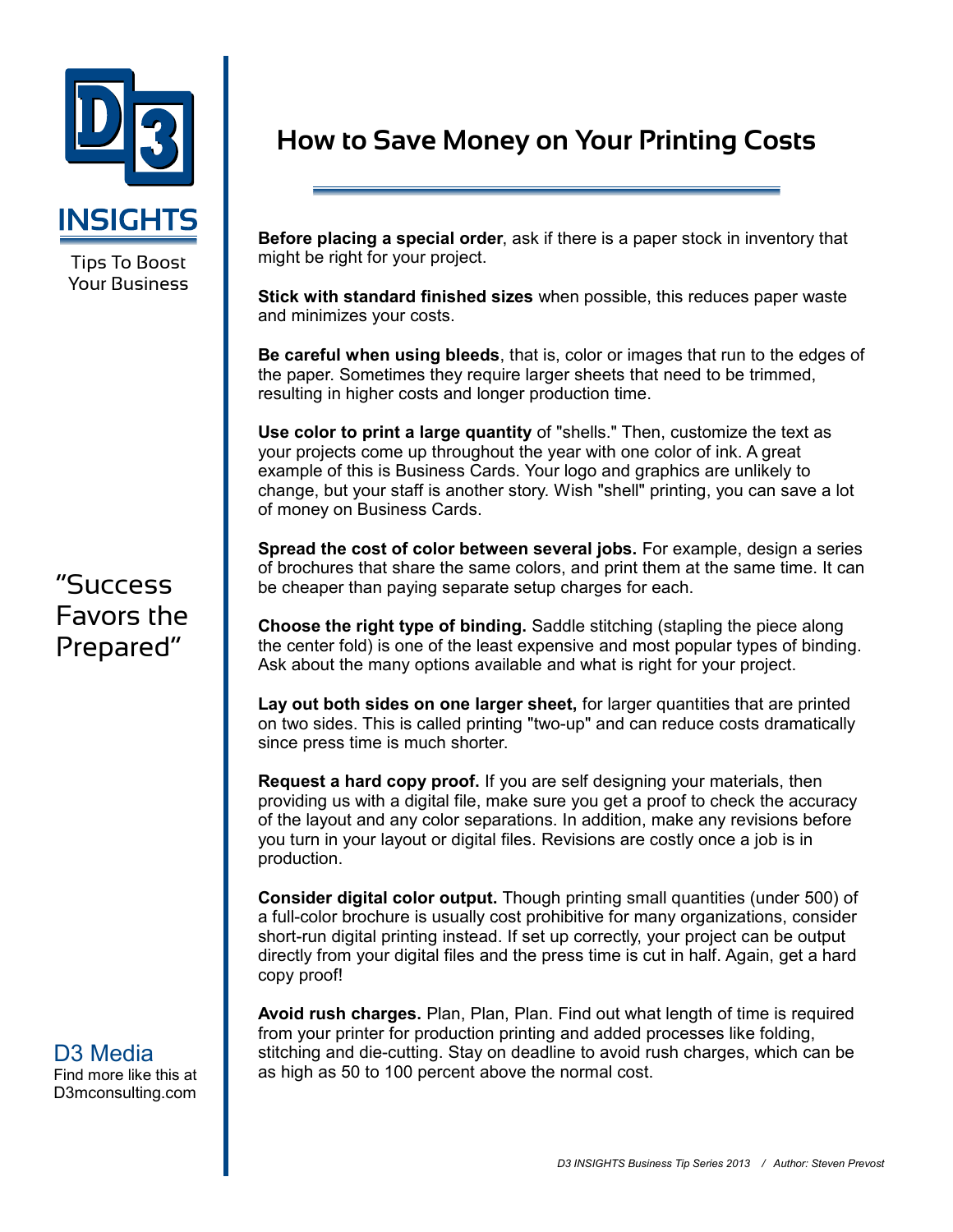INSIGHTS

Tips To Boost Your Business

# How to Save Money on Your Printing Costs

**Before placing a special order**, ask if there is a paper stock in inventory that might be right for your project.

**Stick with standard finished sizes** when possible, this reduces paper waste and minimizes your costs.

**Be careful when using bleeds**, that is, color or images that run to the edges of the paper. Sometimes they require larger sheets that need to be trimmed, resulting in higher costs and longer production time.

**Use color to print a large quantity** of "shells." Then, customize the text as your projects come up throughout the year with one color of ink. A great example of this is Business Cards. Your logo and graphics are unlikely to change, but your staff is another story. Wish "shell" printing, you can save a lot of money on Business Cards.

**Spread the cost of color between several jobs.** For example, design a series of brochures that share the same colors, and print them at the same time. It can be cheaper than paying separate setup charges for each.

**Choose the right type of binding.** Saddle stitching (stapling the piece along the center fold) is one of the least expensive and most popular types of binding. Ask about the many options available and what is right for your project.

**Lay out both sides on one larger sheet,** for larger quantities that are printed on two sides. This is called printing "two-up" and can reduce costs dramatically since press time is much shorter.

**Request a hard copy proof.** If you are self designing your materials, then providing us with a digital file, make sure you get a proof to check the accuracy of the layout and any color separations. In addition, make any revisions before you turn in your layout or digital files. Revisions are costly once a job is in production.

**Consider digital color output.** Though printing small quantities (under 500) of a full-color brochure is usually cost prohibitive for many organizations, consider short-run digital printing instead. If set up correctly, your project can be output directly from your digital files and the press time is cut in half. Again, get a hard copy proof!

**Avoid rush charges.** Plan, Plan, Plan. Find out what length of time is required from your printer for production printing and added processes like folding, stitching and die-cutting. Stay on deadline to avoid rush charges, which can be as high as 50 to 100 percent above the normal cost.

"Success Favors the Prepared"

D3 Media

Find more like this at D3mconsulting.com

*D3 INSIGHTS Business Tip Series 2013 / Author: Steven Prevost*